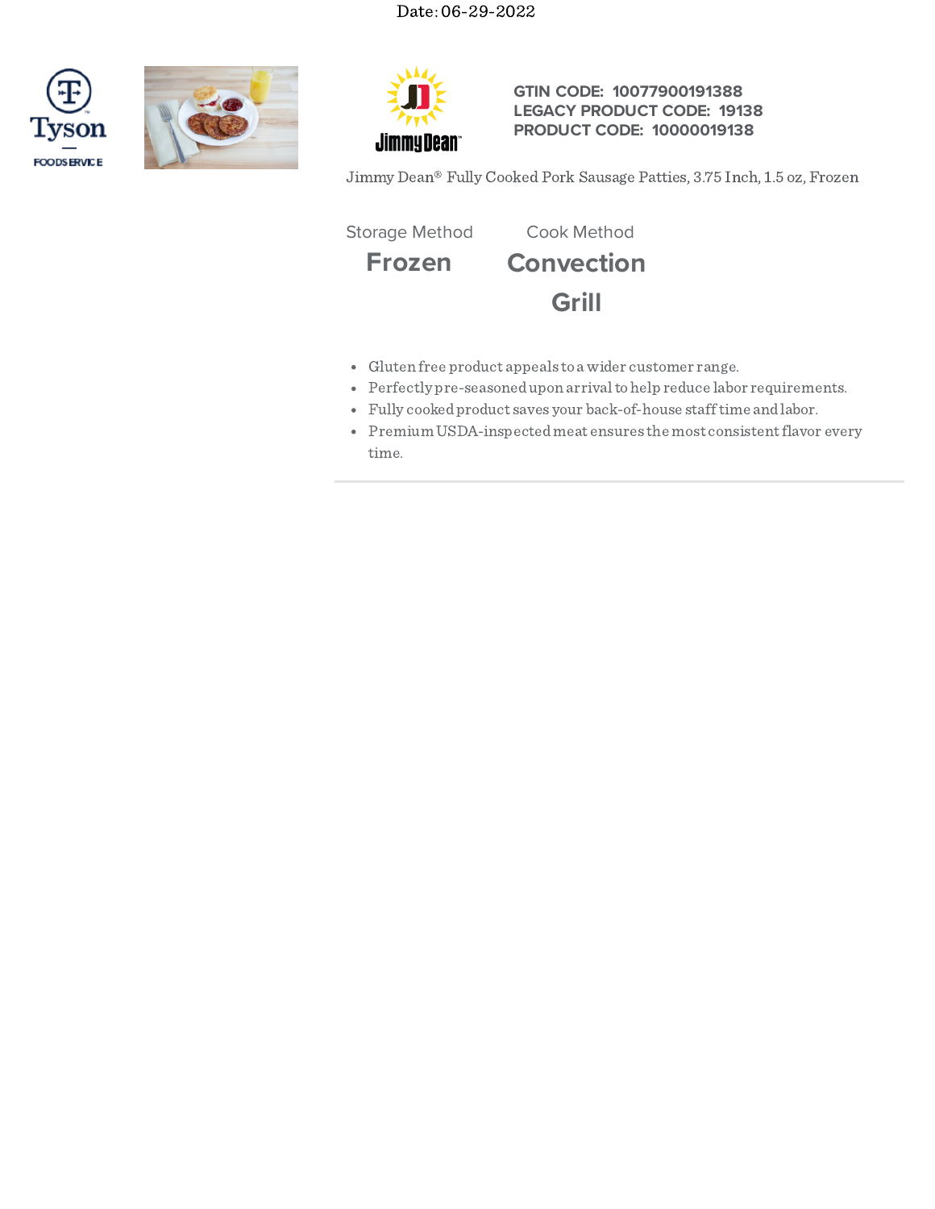Date: 06-29-2022

GTIN CODE: 10077900191388
LEGACY PRODUCT CODE: 19138
PRODUCT CODE: 10000019138

Jimmy Dean® Fully Cooked Pork Sausage Patties, 3.75 Inch, 1.5 oz, Frozen

| Storage Method | Cook Method |
| --- | --- |
| **Frozen** | **Convection** |
| | **Grill** |

- Gluten free product appeals to a wider customer range.
- Perfectly pre-seasoned upon arrival to help reduce labor requirements.
- Fully cooked product saves your back-of-house staff time and labor.
- Premium USDA-inspected meat ensures the most consistent flavor every time.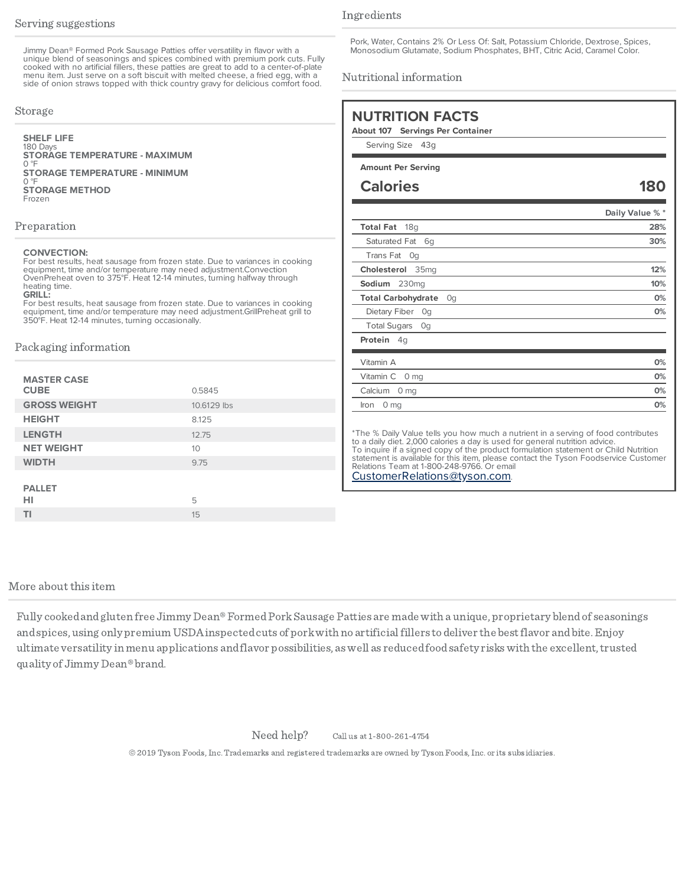## Serving suggestions

Jimmy Dean® Formed Pork Sausage Patties offer versatility in flavor with a unique blend of seasonings and spices combined with premium pork cuts. Fully cooked with no artificial fillers, these patties are great to add to a center-of-plate menu item. Just serve on a soft biscuit with melted cheese, a fried egg, with a side of onion straws topped with thick country gravy for delicious comfort food.

## Storage

**SHELF LIFE**
180 Days
**STORAGE TEMPERATURE - MAXIMUM**
0 °F
**STORAGE TEMPERATURE - MINIMUM**
0 °F
**STORAGE METHOD**
Frozen

## Preparation

**CONVECTION:**
For best results, heat sausage from frozen state. Due to variances in cooking equipment, time and/or temperature may need adjustment.Convection OvenPreheat oven to 375°F. Heat 12-14 minutes, turning halfway through heating time.
**GRILL:**
For best results, heat sausage from frozen state. Due to variances in cooking equipment, time and/or temperature may need adjustment.GrillPreheat grill to 350°F. Heat 12-14 minutes, turning occasionally.

## Packaging information

| | |
|---|---|
| **MASTER CASE** | |
| **CUBE** | 0.5845 |
| **GROSS WEIGHT** | 10.6129 lbs |
| **HEIGHT** | 8.125 |
| **LENGTH** | 12.75 |
| **NET WEIGHT** | 10 |
| **WIDTH** | 9.75 |
| **PALLET** | |
| **HI** | 5 |
| **TI** | 15 |

## Ingredients

Pork, Water, Contains 2% Or Less Of: Salt, Potassium Chloride, Dextrose, Spices, Monosodium Glutamate, Sodium Phosphates, BHT, Citric Acid, Caramel Color.

## Nutritional information

**NUTRITION FACTS**

**About 107 Servings Per Container**

Serving Size 43g

**Amount Per Serving**

| | |
|---|---|
| **Calories** | **180** |
| | **Daily Value % \*** |
| **Total Fat** 18g | **28%** |
| Saturated Fat 6g | **30%** |
| Trans Fat 0g | |
| **Cholesterol** 35mg | **12%** |
| **Sodium** 230mg | **10%** |
| **Total Carbohydrate** 0g | **0%** |
| Dietary Fiber 0g | **0%** |
| Total Sugars 0g | |
| **Protein** 4g | |
| Vitamin A | **0%** |
| Vitamin C 0 mg | **0%** |
| Calcium 0 mg | **0%** |
| Iron 0 mg | **0%** |

*The % Daily Value tells you how much a nutrient in a serving of food contributes to a daily diet. 2,000 calories a day is used for general nutrition advice.
To inquire if a signed copy of the product formulation statement or Child Nutrition statement is available for this item, please contact the Tyson Foodservice Customer Relations Team at 1-800-248-9766. Or email CustomerRelations@tyson.com.

## More about this item

Fully cooked and gluten free Jimmy Dean® Formed Pork Sausage Patties are made with a unique, proprietary blend of seasonings and spices, using only premium USDA inspected cuts of pork with no artificial fillers to deliver the best flavor and bite. Enjoy ultimate versatility in menu applications and flavor possibilities, as well as reduced food safety risks with the excellent, trusted quality of Jimmy Dean® brand.

Need help? Call us at 1-800-261-4754

© 2019 Tyson Foods, Inc. Trademarks and registered trademarks are owned by Tyson Foods, Inc. or its subsidiaries.